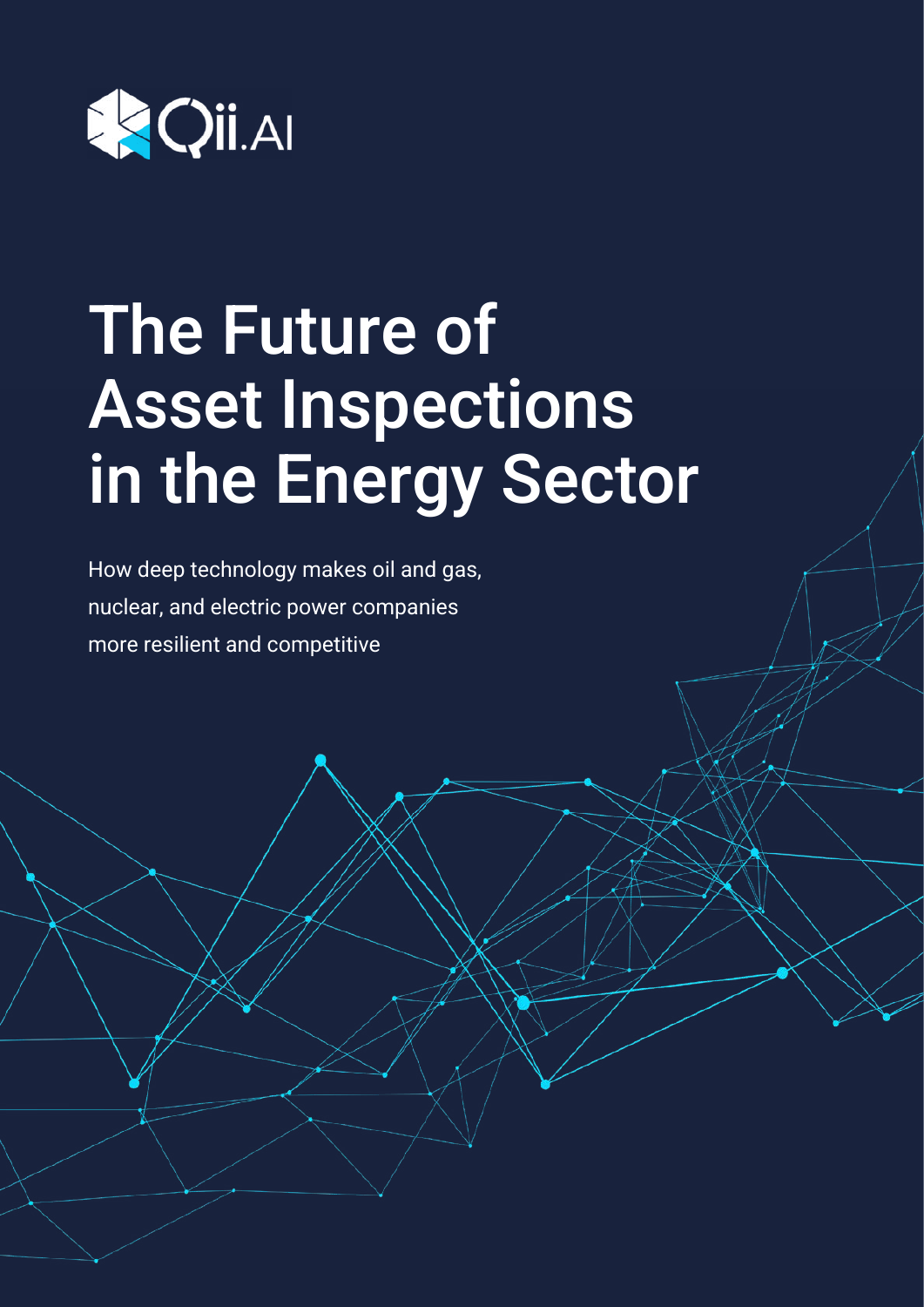Qii.AI

# The Future of Asset Inspections in the Energy Sector

How deep technology makes oil and gas, nuclear, and electric power companies more resilient and competitive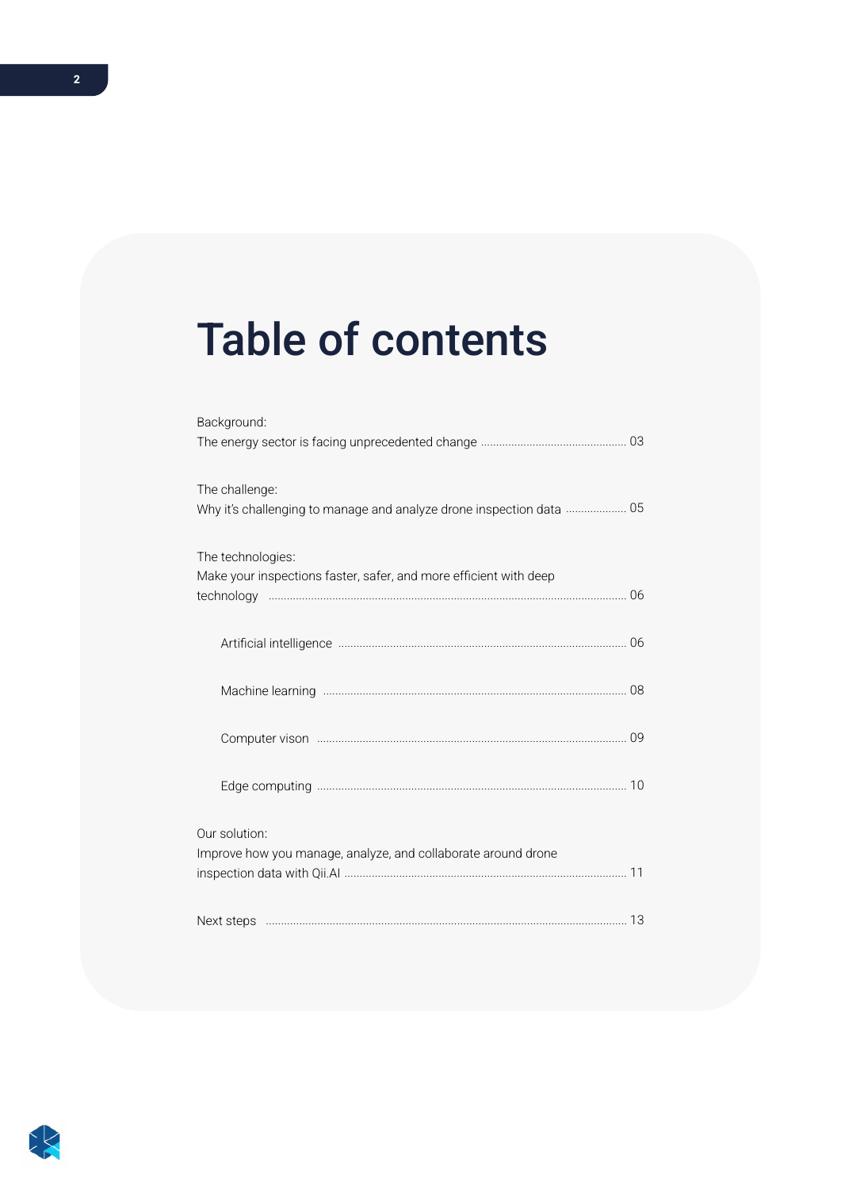# Table of contents

Background:
The energy sector is facing unprecedented change ........ 03

The challenge:
Why it's challenging to manage and analyze drone inspection data ........ 05

The technologies:
Make your inspections faster, safer, and more efficient with deep technology ........ 06

- Artificial intelligence ........ 06
- Machine learning ........ 08
- Computer vison ........ 09
- Edge computing ........ 10

Our solution:
Improve how you manage, analyze, and collaborate around drone inspection data with Qii.AI ........ 11

Next steps ........ 13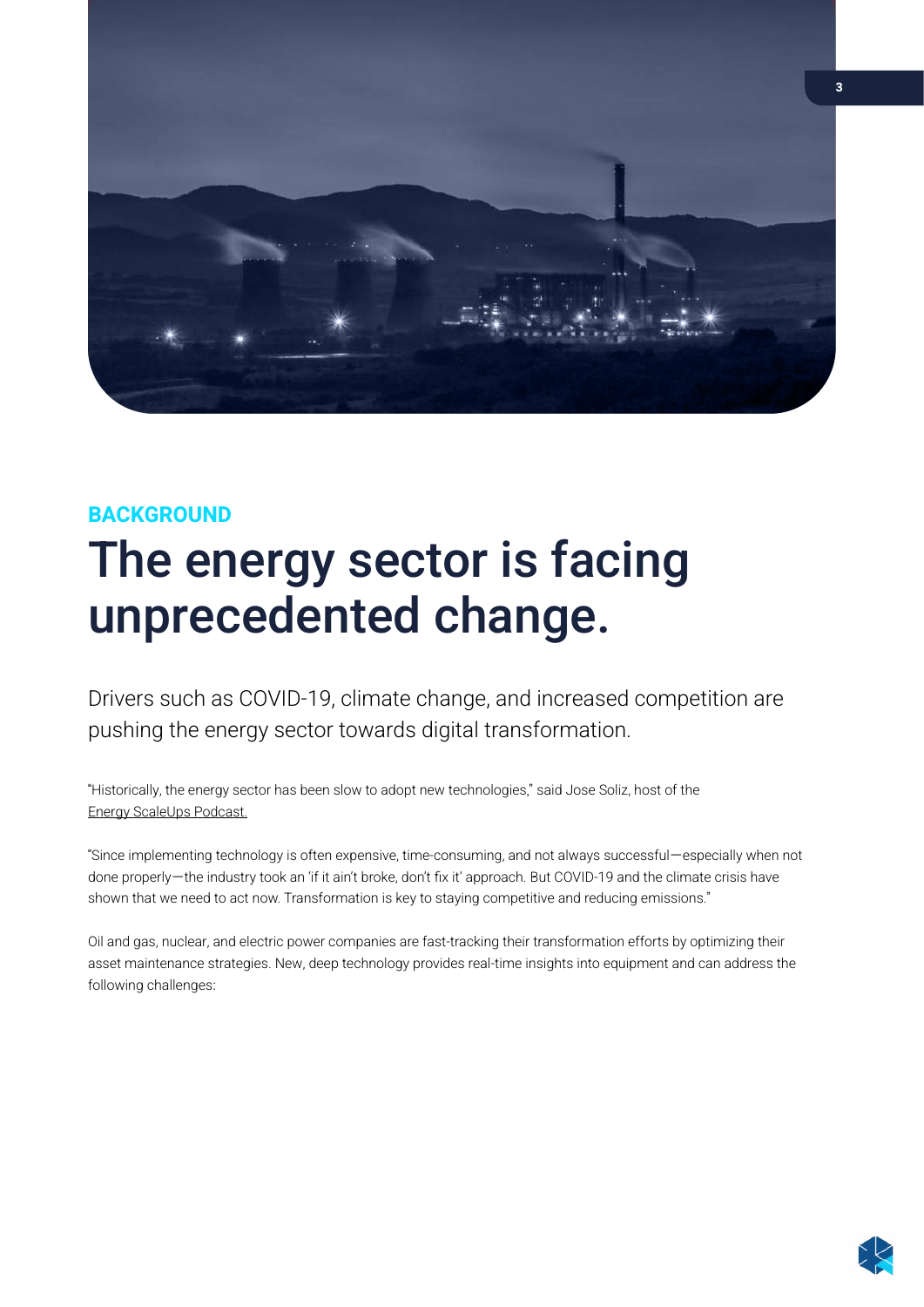BACKGROUND

# The energy sector is facing unprecedented change.

Drivers such as COVID-19, climate change, and increased competition are pushing the energy sector towards digital transformation.

"Historically, the energy sector has been slow to adopt new technologies," said Jose Soliz, host of the Energy ScaleUps Podcast.

"Since implementing technology is often expensive, time-consuming, and not always successful—especially when not done properly—the industry took an 'if it ain't broke, don't fix it' approach. But COVID-19 and the climate crisis have shown that we need to act now. Transformation is key to staying competitive and reducing emissions."

Oil and gas, nuclear, and electric power companies are fast-tracking their transformation efforts by optimizing their asset maintenance strategies. New, deep technology provides real-time insights into equipment and can address the following challenges: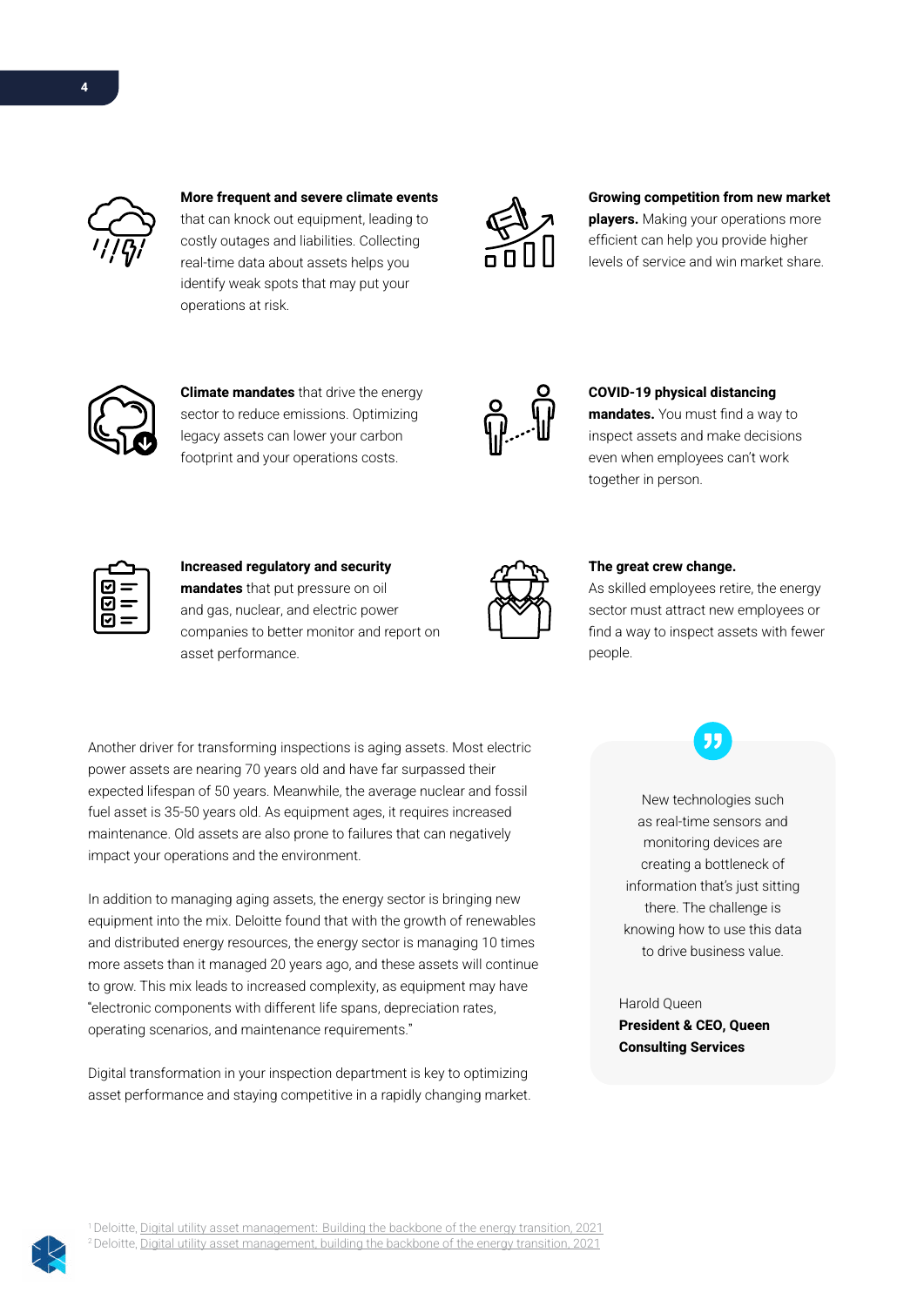**More frequent and severe climate events** that can knock out equipment, leading to costly outages and liabilities. Collecting real-time data about assets helps you identify weak spots that may put your operations at risk.

**Growing competition from new market players.** Making your operations more efficient can help you provide higher levels of service and win market share.

**Climate mandates** that drive the energy sector to reduce emissions. Optimizing legacy assets can lower your carbon footprint and your operations costs.

**COVID-19 physical distancing mandates.** You must find a way to inspect assets and make decisions even when employees can't work together in person.

**Increased regulatory and security mandates** that put pressure on oil and gas, nuclear, and electric power companies to better monitor and report on asset performance.

**The great crew change.** As skilled employees retire, the energy sector must attract new employees or find a way to inspect assets with fewer people.

Another driver for transforming inspections is aging assets. Most electric power assets are nearing 70 years old and have far surpassed their expected lifespan of 50 years. Meanwhile, the average nuclear and fossil fuel asset is 35-50 years old. As equipment ages, it requires increased maintenance. Old assets are also prone to failures that can negatively impact your operations and the environment.

In addition to managing aging assets, the energy sector is bringing new equipment into the mix. Deloitte found that with the growth of renewables and distributed energy resources, the energy sector is managing 10 times more assets than it managed 20 years ago, and these assets will continue to grow. This mix leads to increased complexity, as equipment may have "electronic components with different life spans, depreciation rates, operating scenarios, and maintenance requirements."

Digital transformation in your inspection department is key to optimizing asset performance and staying competitive in a rapidly changing market.

> New technologies such as real-time sensors and monitoring devices are creating a bottleneck of information that's just sitting there. The challenge is knowing how to use this data to drive business value.
>
> Harold Queen
> **President & CEO, Queen Consulting Services**

[1] Deloitte, Digital utility asset management: Building the backbone of the energy transition, 2021
[2] Deloitte, Digital utility asset management, building the backbone of the energy transition, 2021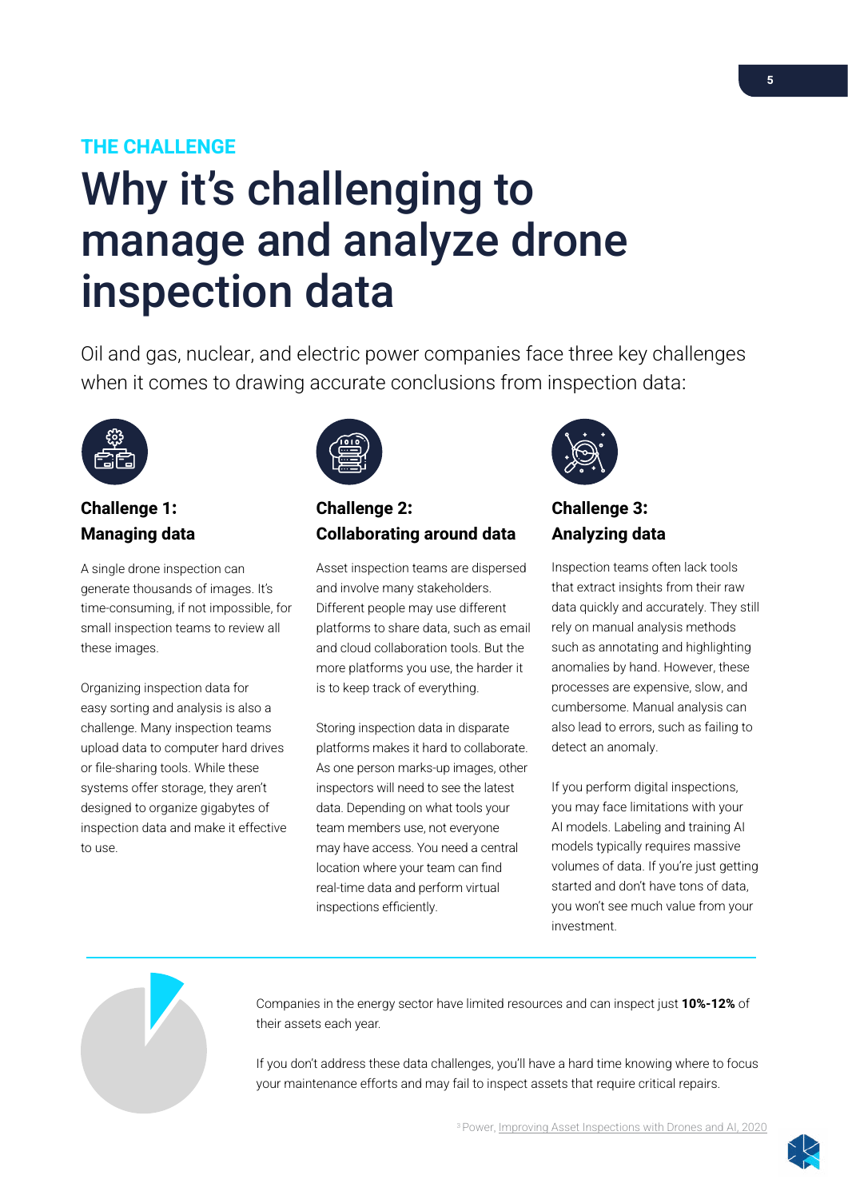THE CHALLENGE

# Why it's challenging to manage and analyze drone inspection data

Oil and gas, nuclear, and electric power companies face three key challenges when it comes to drawing accurate conclusions from inspection data:

### Challenge 1: Managing data

A single drone inspection can generate thousands of images. It's time-consuming, if not impossible, for small inspection teams to review all these images.

Organizing inspection data for easy sorting and analysis is also a challenge. Many inspection teams upload data to computer hard drives or file-sharing tools. While these systems offer storage, they aren't designed to organize gigabytes of inspection data and make it effective to use.

### Challenge 2: Collaborating around data

Asset inspection teams are dispersed and involve many stakeholders. Different people may use different platforms to share data, such as email and cloud collaboration tools. But the more platforms you use, the harder it is to keep track of everything.

Storing inspection data in disparate platforms makes it hard to collaborate. As one person marks-up images, other inspectors will need to see the latest data. Depending on what tools your team members use, not everyone may have access. You need a central location where your team can find real-time data and perform virtual inspections efficiently.

### Challenge 3: Analyzing data

Inspection teams often lack tools that extract insights from their raw data quickly and accurately. They still rely on manual analysis methods such as annotating and highlighting anomalies by hand. However, these processes are expensive, slow, and cumbersome. Manual analysis can also lead to errors, such as failing to detect an anomaly.

If you perform digital inspections, you may face limitations with your AI models. Labeling and training AI models typically requires massive volumes of data. If you're just getting started and don't have tons of data, you won't see much value from your investment.

---

Companies in the energy sector have limited resources and can inspect just **10%-12%** of their assets each year.

If you don't address these data challenges, you'll have a hard time knowing where to focus your maintenance efforts and may fail to inspect assets that require critical repairs.

[3] Power, Improving Asset Inspections with Drones and AI, 2020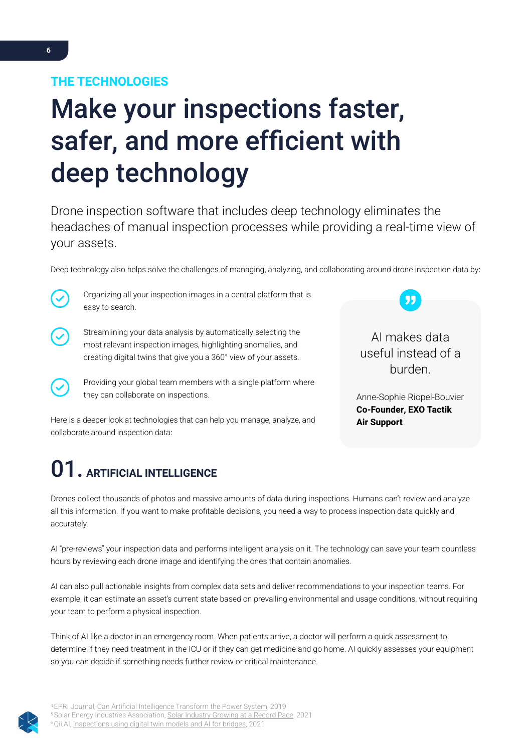THE TECHNOLOGIES

# Make your inspections faster, safer, and more efficient with deep technology

Drone inspection software that includes deep technology eliminates the headaches of manual inspection processes while providing a real-time view of your assets.

Deep technology also helps solve the challenges of managing, analyzing, and collaborating around drone inspection data by:

- Organizing all your inspection images in a central platform that is easy to search.
- Streamlining your data analysis by automatically selecting the most relevant inspection images, highlighting anomalies, and creating digital twins that give you a 360° view of your assets.
- Providing your global team members with a single platform where they can collaborate on inspections.

Here is a deeper look at technologies that can help you manage, analyze, and collaborate around inspection data:

> AI makes data useful instead of a burden.
>
> Anne-Sophie Riopel-Bouvier
> **Co-Founder, EXO Tactik Air Support**

## 01. ARTIFICIAL INTELLIGENCE

Drones collect thousands of photos and massive amounts of data during inspections. Humans can't review and analyze all this information. If you want to make profitable decisions, you need a way to process inspection data quickly and accurately.

AI "pre-reviews" your inspection data and performs intelligent analysis on it. The technology can save your team countless hours by reviewing each drone image and identifying the ones that contain anomalies.

AI can also pull actionable insights from complex data sets and deliver recommendations to your inspection teams. For example, it can estimate an asset's current state based on prevailing environmental and usage conditions, without requiring your team to perform a physical inspection.

Think of AI like a doctor in an emergency room. When patients arrive, a doctor will perform a quick assessment to determine if they need treatment in the ICU or if they can get medicine and go home. AI quickly assesses your equipment so you can decide if something needs further review or critical maintenance.

[4] EPRI Journal, Can Artificial Intelligence Transform the Power System, 2019
[5] Solar Energy Industries Association, Solar Industry Growing at a Record Pace, 2021
[6] Qii.AI, Inspections using digital twin models and AI for bridges, 2021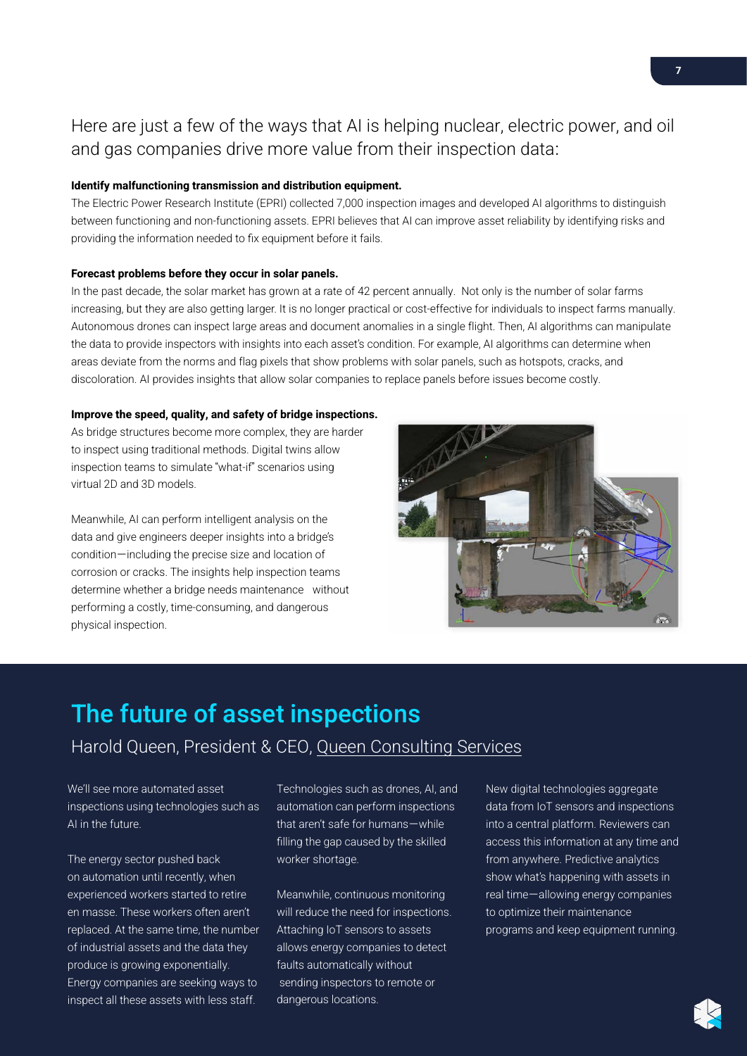Here are just a few of the ways that AI is helping nuclear, electric power, and oil and gas companies drive more value from their inspection data:

**Identify malfunctioning transmission and distribution equipment.**

The Electric Power Research Institute (EPRI) collected 7,000 inspection images and developed AI algorithms to distinguish between functioning and non-functioning assets. EPRI believes that AI can improve asset reliability by identifying risks and providing the information needed to fix equipment before it fails.

**Forecast problems before they occur in solar panels.**

In the past decade, the solar market has grown at a rate of 42 percent annually. Not only is the number of solar farms increasing, but they are also getting larger. It is no longer practical or cost-effective for individuals to inspect farms manually. Autonomous drones can inspect large areas and document anomalies in a single flight. Then, AI algorithms can manipulate the data to provide inspectors with insights into each asset's condition. For example, AI algorithms can determine when areas deviate from the norms and flag pixels that show problems with solar panels, such as hotspots, cracks, and discoloration. AI provides insights that allow solar companies to replace panels before issues become costly.

**Improve the speed, quality, and safety of bridge inspections.**

As bridge structures become more complex, they are harder to inspect using traditional methods. Digital twins allow inspection teams to simulate "what-if" scenarios using virtual 2D and 3D models.

Meanwhile, AI can perform intelligent analysis on the data and give engineers deeper insights into a bridge's condition—including the precise size and location of corrosion or cracks. The insights help inspection teams determine whether a bridge needs maintenance without performing a costly, time-consuming, and dangerous physical inspection.

## The future of asset inspections

### Harold Queen, President & CEO, Queen Consulting Services

We'll see more automated asset inspections using technologies such as AI in the future.

The energy sector pushed back on automation until recently, when experienced workers started to retire en masse. These workers often aren't replaced. At the same time, the number of industrial assets and the data they produce is growing exponentially. Energy companies are seeking ways to inspect all these assets with less staff.

Technologies such as drones, AI, and automation can perform inspections that aren't safe for humans—while filling the gap caused by the skilled worker shortage.

Meanwhile, continuous monitoring will reduce the need for inspections. Attaching IoT sensors to assets allows energy companies to detect faults automatically without sending inspectors to remote or dangerous locations.

New digital technologies aggregate data from IoT sensors and inspections into a central platform. Reviewers can access this information at any time and from anywhere. Predictive analytics show what's happening with assets in real time—allowing energy companies to optimize their maintenance programs and keep equipment running.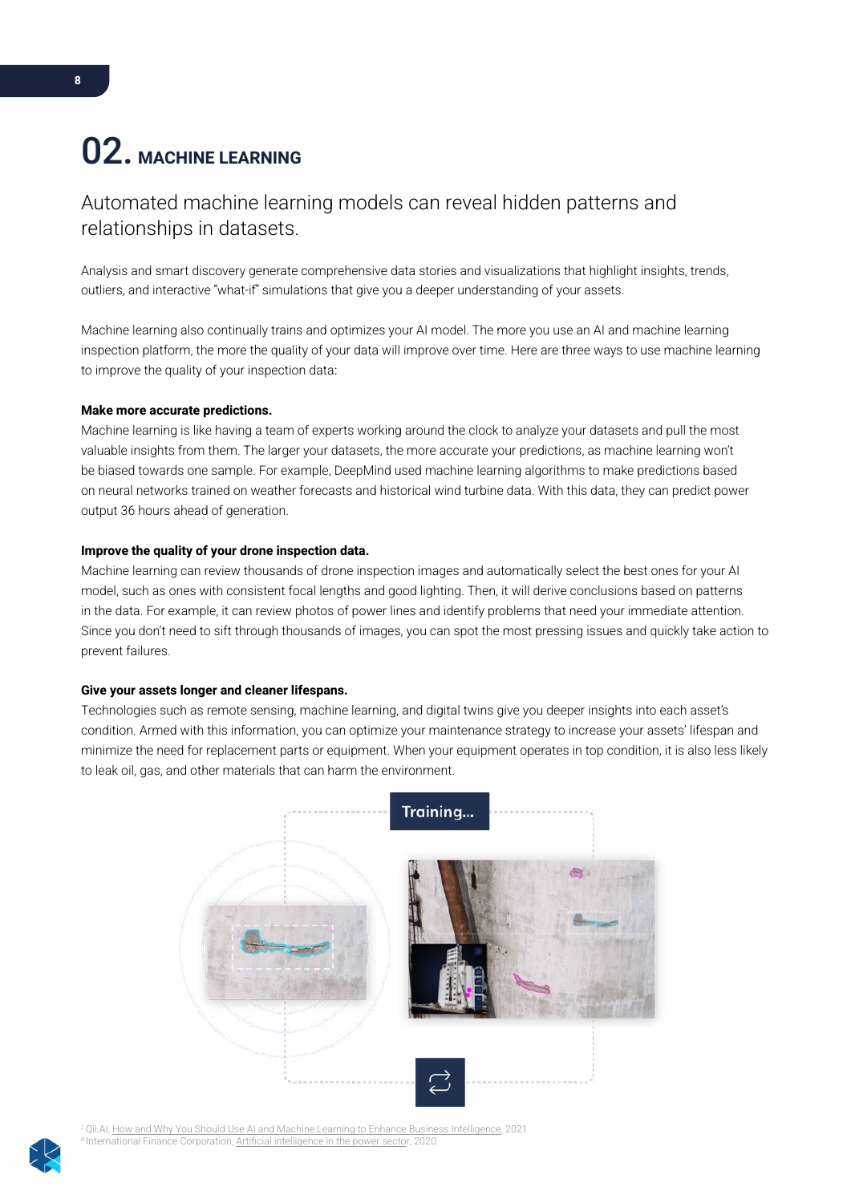# 02. MACHINE LEARNING

## Automated machine learning models can reveal hidden patterns and relationships in datasets.

Analysis and smart discovery generate comprehensive data stories and visualizations that highlight insights, trends, outliers, and interactive "what-if" simulations that give you a deeper understanding of your assets.

Machine learning also continually trains and optimizes your AI model. The more you use an AI and machine learning inspection platform, the more the quality of your data will improve over time. Here are three ways to use machine learning to improve the quality of your inspection data:

**Make more accurate predictions.**
Machine learning is like having a team of experts working around the clock to analyze your datasets and pull the most valuable insights from them. The larger your datasets, the more accurate your predictions, as machine learning won't be biased towards one sample. For example, DeepMind used machine learning algorithms to make predictions based on neural networks trained on weather forecasts and historical wind turbine data. With this data, they can predict power output 36 hours ahead of generation.

**Improve the quality of your drone inspection data.**
Machine learning can review thousands of drone inspection images and automatically select the best ones for your AI model, such as ones with consistent focal lengths and good lighting. Then, it will derive conclusions based on patterns in the data. For example, it can review photos of power lines and identify problems that need your immediate attention. Since you don't need to sift through thousands of images, you can spot the most pressing issues and quickly take action to prevent failures.

**Give your assets longer and cleaner lifespans.**
Technologies such as remote sensing, machine learning, and digital twins give you deeper insights into each asset's condition. Armed with this information, you can optimize your maintenance strategy to increase your assets' lifespan and minimize the need for replacement parts or equipment. When your equipment operates in top condition, it is also less likely to leak oil, gas, and other materials that can harm the environment.

Training...

[7] Qii.AI, How and Why You Should Use AI and Machine Learning to Enhance Business Intelligence, 2021
[8] International Finance Corporation, Artificial intelligence in the power sector, 2020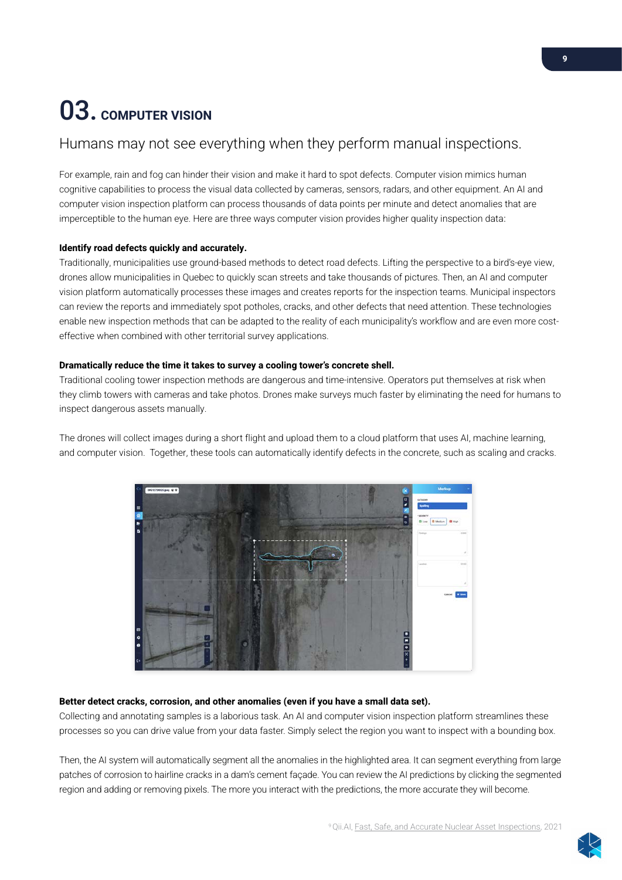# 03. COMPUTER VISION

## Humans may not see everything when they perform manual inspections.

For example, rain and fog can hinder their vision and make it hard to spot defects. Computer vision mimics human cognitive capabilities to process the visual data collected by cameras, sensors, radars, and other equipment. An AI and computer vision inspection platform can process thousands of data points per minute and detect anomalies that are imperceptible to the human eye. Here are three ways computer vision provides higher quality inspection data:

**Identify road defects quickly and accurately.**
Traditionally, municipalities use ground-based methods to detect road defects. Lifting the perspective to a bird's-eye view, drones allow municipalities in Quebec to quickly scan streets and take thousands of pictures. Then, an AI and computer vision platform automatically processes these images and creates reports for the inspection teams. Municipal inspectors can review the reports and immediately spot potholes, cracks, and other defects that need attention. These technologies enable new inspection methods that can be adapted to the reality of each municipality's workflow and are even more cost-effective when combined with other territorial survey applications.

**Dramatically reduce the time it takes to survey a cooling tower's concrete shell.**
Traditional cooling tower inspection methods are dangerous and time-intensive. Operators put themselves at risk when they climb towers with cameras and take photos. Drones make surveys much faster by eliminating the need for humans to inspect dangerous assets manually.

The drones will collect images during a short flight and upload them to a cloud platform that uses AI, machine learning, and computer vision. Together, these tools can automatically identify defects in the concrete, such as scaling and cracks.

**Better detect cracks, corrosion, and other anomalies (even if you have a small data set).**
Collecting and annotating samples is a laborious task. An AI and computer vision inspection platform streamlines these processes so you can drive value from your data faster. Simply select the region you want to inspect with a bounding box.

Then, the AI system will automatically segment all the anomalies in the highlighted area. It can segment everything from large patches of corrosion to hairline cracks in a dam's cement façade. You can review the AI predictions by clicking the segmented region and adding or removing pixels. The more you interact with the predictions, the more accurate they will become.

[9] Qii.AI, Fast, Safe, and Accurate Nuclear Asset Inspections, 2021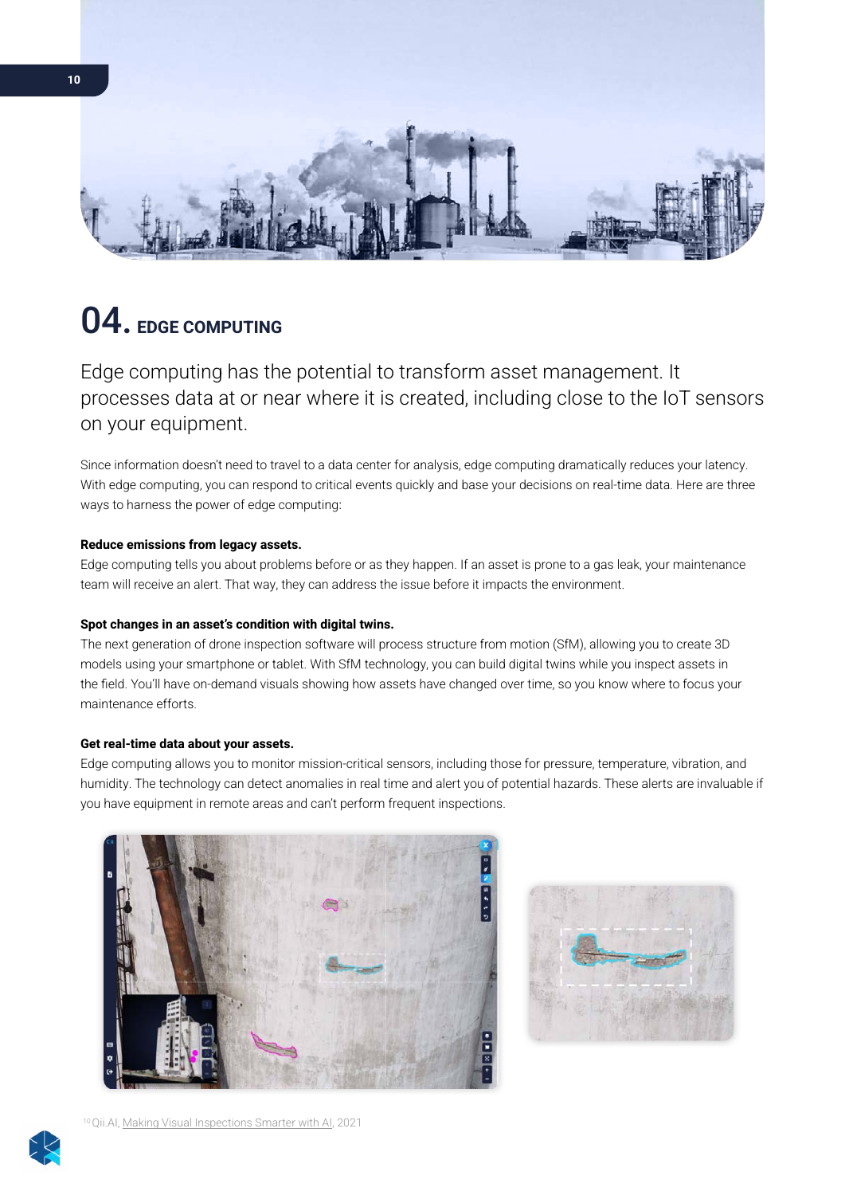# 04. EDGE COMPUTING

Edge computing has the potential to transform asset management. It processes data at or near where it is created, including close to the IoT sensors on your equipment.

Since information doesn't need to travel to a data center for analysis, edge computing dramatically reduces your latency. With edge computing, you can respond to critical events quickly and base your decisions on real-time data. Here are three ways to harness the power of edge computing:

**Reduce emissions from legacy assets.**
Edge computing tells you about problems before or as they happen. If an asset is prone to a gas leak, your maintenance team will receive an alert. That way, they can address the issue before it impacts the environment.

**Spot changes in an asset's condition with digital twins.**
The next generation of drone inspection software will process structure from motion (SfM), allowing you to create 3D models using your smartphone or tablet. With SfM technology, you can build digital twins while you inspect assets in the field. You'll have on-demand visuals showing how assets have changed over time, so you know where to focus your maintenance efforts.

**Get real-time data about your assets.**
Edge computing allows you to monitor mission-critical sensors, including those for pressure, temperature, vibration, and humidity. The technology can detect anomalies in real time and alert you of potential hazards. These alerts are invaluable if you have equipment in remote areas and can't perform frequent inspections.

[10] Qii.AI, Making Visual Inspections Smarter with AI, 2021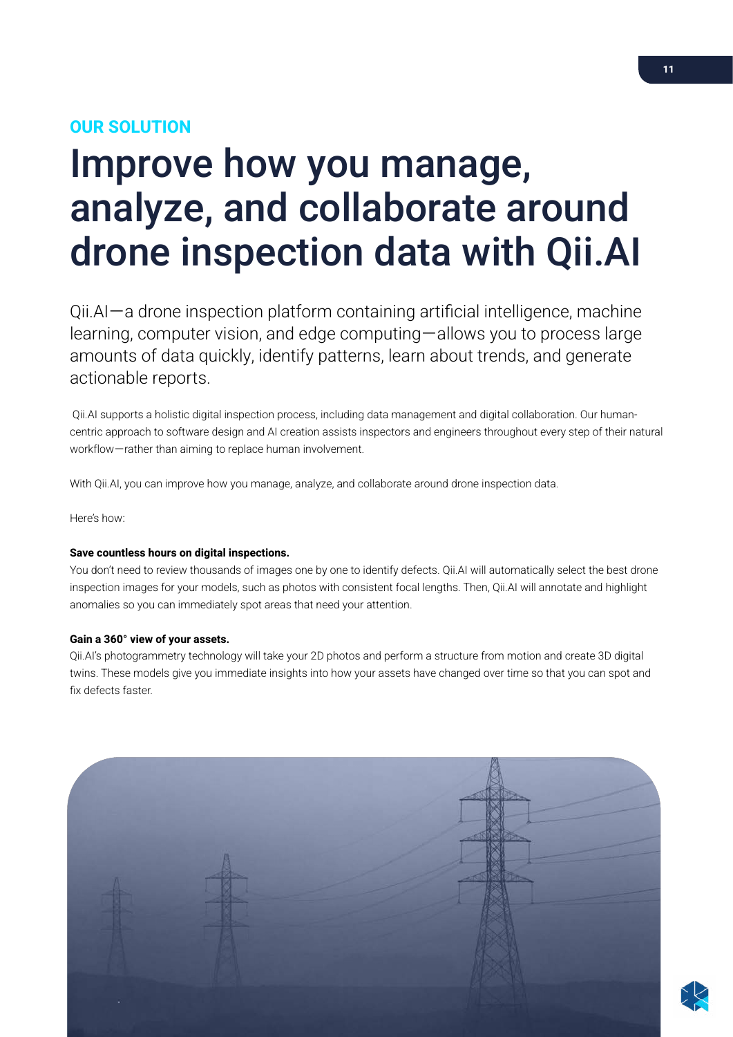OUR SOLUTION

# Improve how you manage, analyze, and collaborate around drone inspection data with Qii.AI

Qii.AI—a drone inspection platform containing artificial intelligence, machine learning, computer vision, and edge computing—allows you to process large amounts of data quickly, identify patterns, learn about trends, and generate actionable reports.

Qii.AI supports a holistic digital inspection process, including data management and digital collaboration. Our human-centric approach to software design and AI creation assists inspectors and engineers throughout every step of their natural workflow—rather than aiming to replace human involvement.

With Qii.AI, you can improve how you manage, analyze, and collaborate around drone inspection data.

Here's how:

**Save countless hours on digital inspections.**

You don't need to review thousands of images one by one to identify defects. Qii.AI will automatically select the best drone inspection images for your models, such as photos with consistent focal lengths. Then, Qii.AI will annotate and highlight anomalies so you can immediately spot areas that need your attention.

**Gain a 360° view of your assets.**

Qii.AI's photogrammetry technology will take your 2D photos and perform a structure from motion and create 3D digital twins. These models give you immediate insights into how your assets have changed over time so that you can spot and fix defects faster.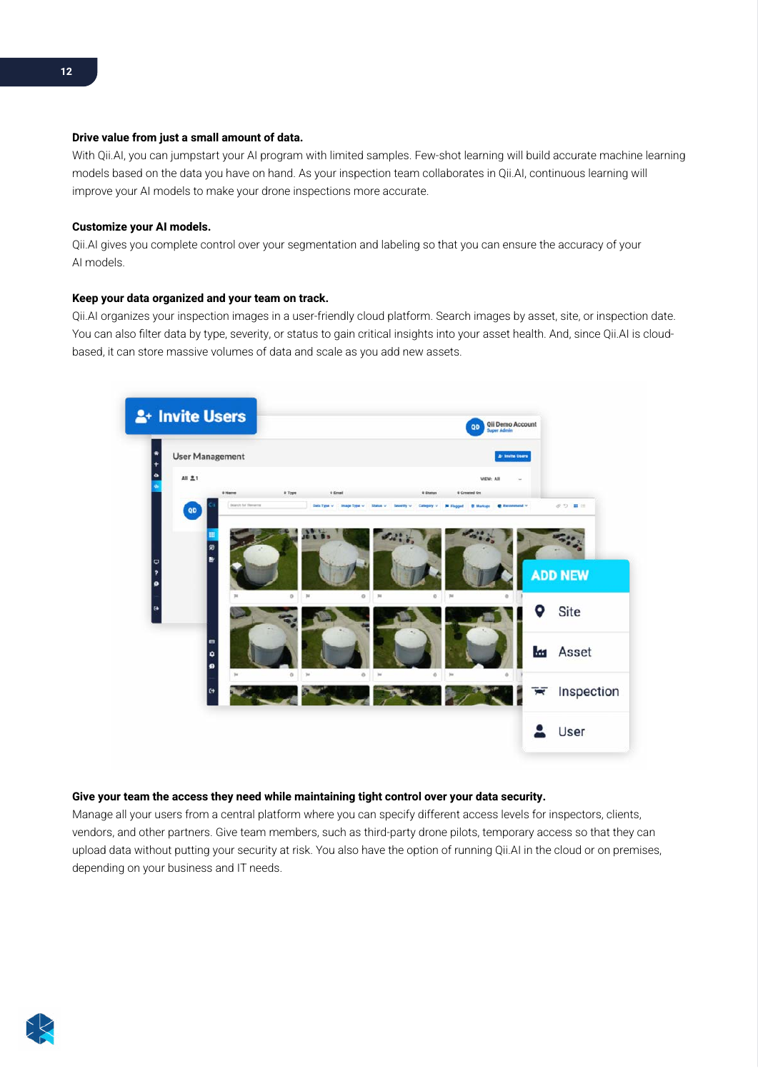**Drive value from just a small amount of data.**

With Qii.AI, you can jumpstart your AI program with limited samples. Few-shot learning will build accurate machine learning models based on the data you have on hand. As your inspection team collaborates in Qii.AI, continuous learning will improve your AI models to make your drone inspections more accurate.

**Customize your AI models.**

Qii.AI gives you complete control over your segmentation and labeling so that you can ensure the accuracy of your AI models.

**Keep your data organized and your team on track.**

Qii.AI organizes your inspection images in a user-friendly cloud platform. Search images by asset, site, or inspection date. You can also filter data by type, severity, or status to gain critical insights into your asset health. And, since Qii.AI is cloud-based, it can store massive volumes of data and scale as you add new assets.

**Give your team the access they need while maintaining tight control over your data security.**

Manage all your users from a central platform where you can specify different access levels for inspectors, clients, vendors, and other partners. Give team members, such as third-party drone pilots, temporary access so that they can upload data without putting your security at risk. You also have the option of running Qii.AI in the cloud or on premises, depending on your business and IT needs.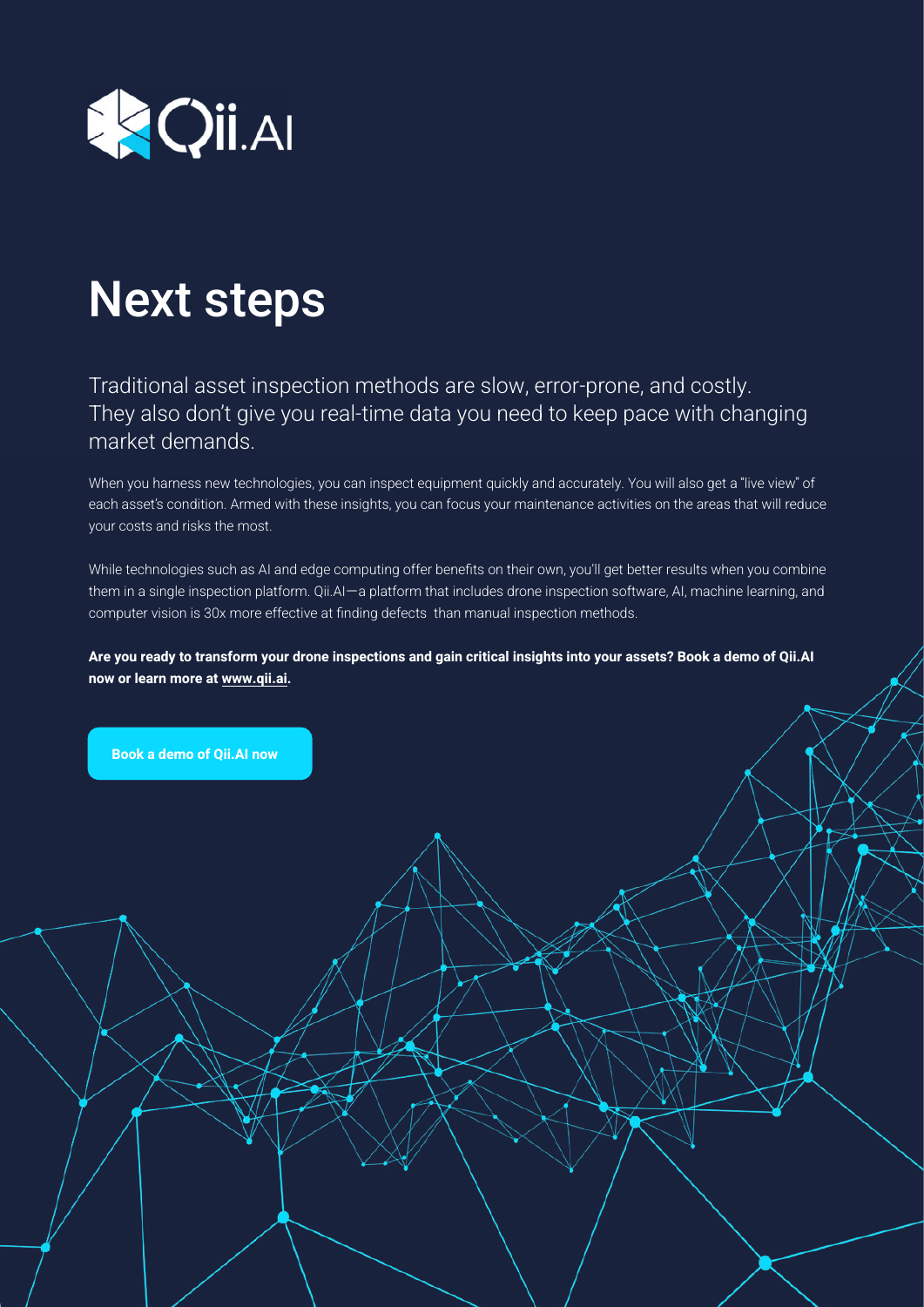# Next steps

Traditional asset inspection methods are slow, error-prone, and costly. They also don't give you real-time data you need to keep pace with changing market demands.

When you harness new technologies, you can inspect equipment quickly and accurately. You will also get a "live view" of each asset's condition. Armed with these insights, you can focus your maintenance activities on the areas that will reduce your costs and risks the most.

While technologies such as AI and edge computing offer benefits on their own, you'll get better results when you combine them in a single inspection platform. Qii.AI—a platform that includes drone inspection software, AI, machine learning, and computer vision is 30x more effective at finding defects than manual inspection methods.

**Are you ready to transform your drone inspections and gain critical insights into your assets? Book a demo of Qii.AI now or learn more at www.qii.ai.**

Book a demo of Qii.AI now